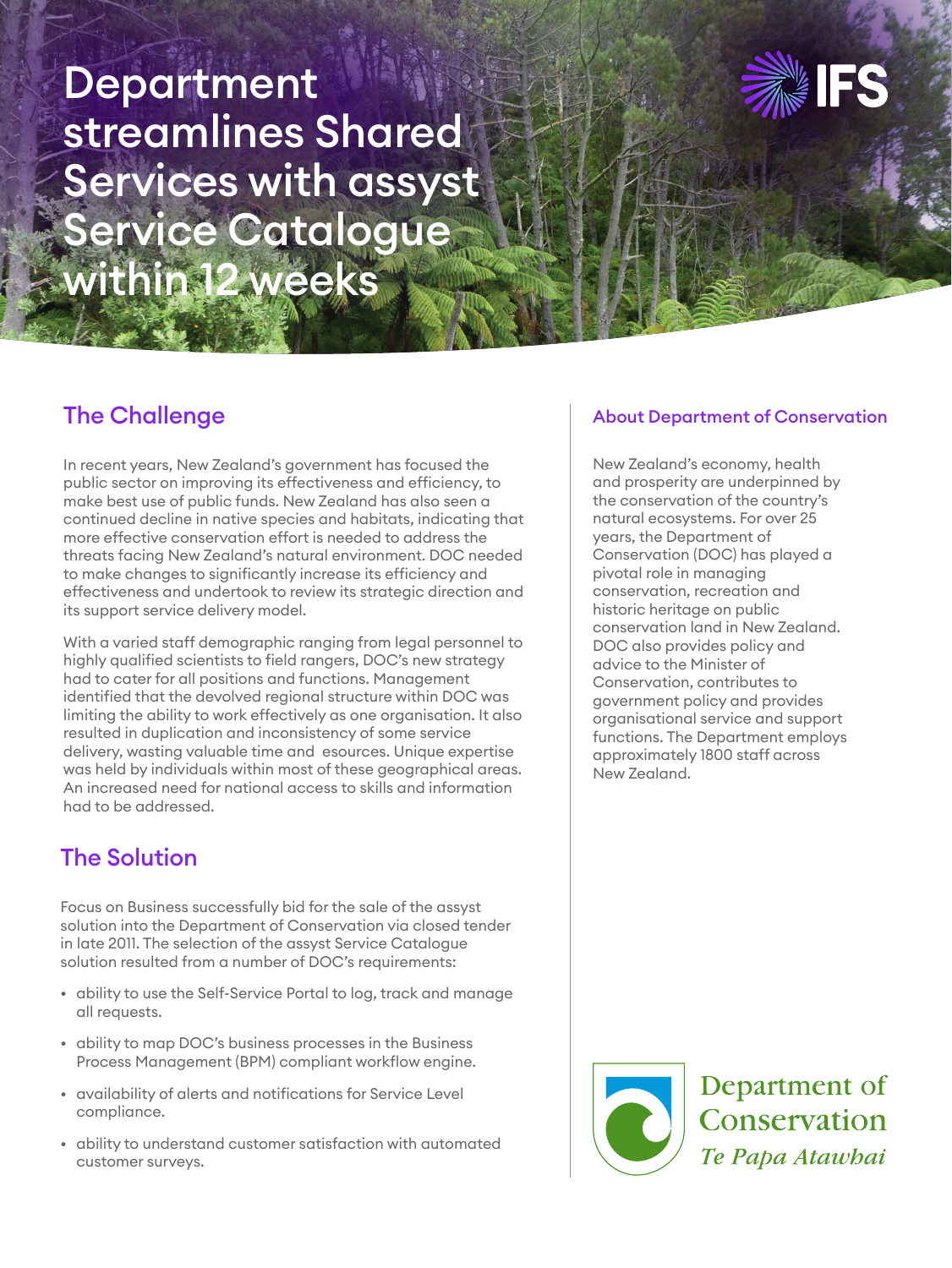# Department streamlines Shared Services with assyst Service Catalogue within 12 weeks

## The Challenge

In recent years, New Zealand's government has focused the public sector on improving its effectiveness and efficiency, to make best use of public funds. New Zealand has also seen a continued decline in native species and habitats, indicating that more effective conservation effort is needed to address the threats facing New Zealand's natural environment. DOC needed to make changes to significantly increase its efficiency and effectiveness and undertook to review its strategic direction and its support service delivery model.

With a varied staff demographic ranging from legal personnel to highly qualified scientists to field rangers, DOC's new strategy had to cater for all positions and functions. Management identified that the devolved regional structure within DOC was limiting the ability to work effectively as one organisation. It also resulted in duplication and inconsistency of some service delivery, wasting valuable time and esources. Unique expertise was held by individuals within most of these geographical areas. An increased need for national access to skills and information had to be addressed.

## The Solution

Focus on Business successfully bid for the sale of the assyst solution into the Department of Conservation via closed tender in late 2011. The selection of the assyst Service Catalogue solution resulted from a number of DOC's requirements:

- ability to use the Self-Service Portal to log, track and manage all requests.
- ability to map DOC's business processes in the Business Process Management (BPM) compliant workflow engine.
- availability of alerts and notifications for Service Level compliance.
- ability to understand customer satisfaction with automated customer surveys.

### About Department of Conservation

New Zealand's economy, health and prosperity are underpinned by the conservation of the country's natural ecosystems. For over 25 years, the Department of Conservation (DOC) has played a pivotal role in managing conservation, recreation and historic heritage on public conservation land in New Zealand. DOC also provides policy and advice to the Minister of Conservation, contributes to government policy and provides organisational service and support functions. The Department employs approximately 1800 staff across New Zealand.

Department of Conservation
*Te Papa Atawhai*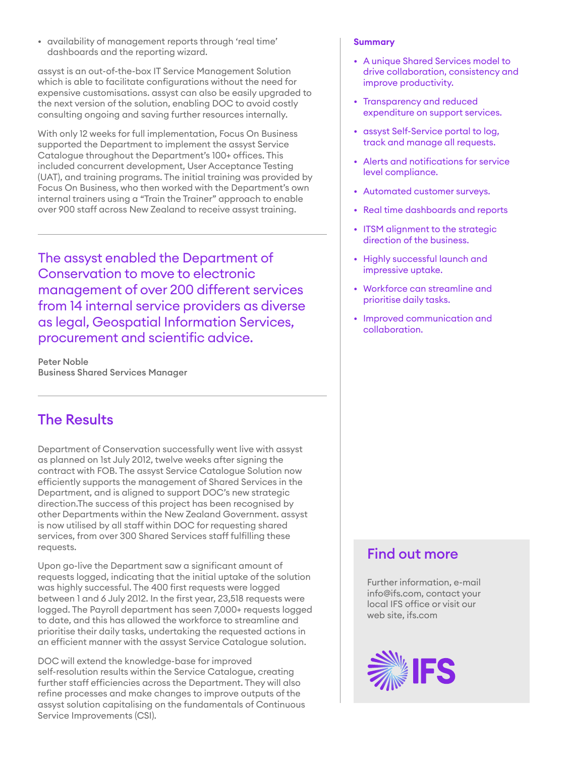- availability of management reports through 'real time' dashboards and the reporting wizard.

assyst is an out-of-the-box IT Service Management Solution which is able to facilitate configurations without the need for expensive customisations. assyst can also be easily upgraded to the next version of the solution, enabling DOC to avoid costly consulting ongoing and saving further resources internally.

With only 12 weeks for full implementation, Focus On Business supported the Department to implement the assyst Service Catalogue throughout the Department's 100+ offices. This included concurrent development, User Acceptance Testing (UAT), and training programs. The initial training was provided by Focus On Business, who then worked with the Department's own internal trainers using a "Train the Trainer" approach to enable over 900 staff across New Zealand to receive assyst training.

---

> The assyst enabled the Department of Conservation to move to electronic management of over 200 different services from 14 internal service providers as diverse as legal, Geospatial Information Services, procurement and scientific advice.

**Peter Noble**
**Business Shared Services Manager**

---

## The Results

Department of Conservation successfully went live with assyst as planned on 1st July 2012, twelve weeks after signing the contract with FOB. The assyst Service Catalogue Solution now efficiently supports the management of Shared Services in the Department, and is aligned to support DOC's new strategic direction.The success of this project has been recognised by other Departments within the New Zealand Government. assyst is now utilised by all staff within DOC for requesting shared services, from over 300 Shared Services staff fulfilling these requests.

Upon go-live the Department saw a significant amount of requests logged, indicating that the initial uptake of the solution was highly successful. The 400 first requests were logged between 1 and 6 July 2012. In the first year, 23,518 requests were logged. The Payroll department has seen 7,000+ requests logged to date, and this has allowed the workforce to streamline and prioritise their daily tasks, undertaking the requested actions in an efficient manner with the assyst Service Catalogue solution.

DOC will extend the knowledge-base for improved self-resolution results within the Service Catalogue, creating further staff efficiencies across the Department. They will also refine processes and make changes to improve outputs of the assyst solution capitalising on the fundamentals of Continuous Service Improvements (CSI).

### Summary

- A unique Shared Services model to drive collaboration, consistency and improve productivity.
- Transparency and reduced expenditure on support services.
- assyst Self-Service portal to log, track and manage all requests.
- Alerts and notifications for service level compliance.
- Automated customer surveys.
- Real time dashboards and reports
- ITSM alignment to the strategic direction of the business.
- Highly successful launch and impressive uptake.
- Workforce can streamline and prioritise daily tasks.
- Improved communication and collaboration.

## Find out more

Further information, e-mail info@ifs.com, contact your local IFS office or visit our web site, ifs.com

IFS